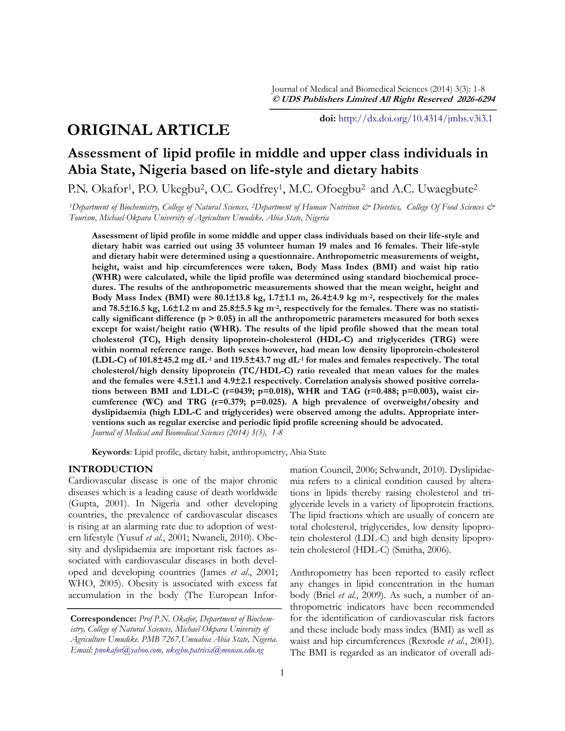# ORIGINAL ARTICLE

## Assessment of lipid profile in middle and upper class individuals in Abia State, Nigeria based on life-style and dietary habits

P.N. Okafor[1], P.O. Ukegbu[2], O.C. Godfrey[1], M.C. Ofoegbu[2] and A.C. Uwaegbute[2]

*[1]Department of Biochemistry, College of Natural Sciences, [2]Department of Human Nutrition & Dietetics, College Of Food Sciences & Tourism, Michael Okpara University of Agriculture Umudike, Abia State, Nigeria*

**Assessment of lipid profile in some middle and upper class individuals based on their life-style and dietary habit was carried out using 35 volunteer human 19 males and 16 females. Their life-style and dietary habit were determined using a questionnaire. Anthropometric measurements of weight, height, waist and hip circumferences were taken, Body Mass Index (BMI) and waist hip ratio (WHR) were calculated, while the lipid profile was determined using standard biochemical procedures. The results of the anthropometric measurements showed that the mean weight, height and Body Mass Index (BMI) were 80.1±13.8 kg, 1.7±1.1 m, 26.4±4.9 kg m$^{-2}$, respectively for the males and 78.5±16.5 kg, 1.6±1.2 m and 25.8±5.5 kg m$^{-2}$, respectively for the females. There was no statistically significant difference ($p > 0.05$) in all the anthropometric parameters measured for both sexes except for waist/height ratio (WHR). The results of the lipid profile showed that the mean total cholesterol (TC), High density lipoprotein-cholesterol (HDL-C) and triglycerides (TRG) were within normal reference range. Both sexes however, had mean low density lipoprotein-cholesterol (LDL-C) of 101.8±45.2 mg dL$^{-1}$ and 119.5±43.7 mg dL$^{-1}$ for males and females respectively. The total cholesterol/high density lipoprotein (TC/HDL-C) ratio revealed that mean values for the males and the females were 4.5±1.1 and 4.9±2.1 respectively. Correlation analysis showed positive correlations between BMI and LDL-C (r=0439; p=0.018), WHR and TAG (r=0.488; p=0.003), waist circumference (WC) and TRG (r=0.379; p=0.025). A high prevalence of overweight/obesity and dyslipidaemia (high LDL-C and triglycerides) were observed among the adults. Appropriate interventions such as regular exercise and periodic lipid profile screening should be advocated.**
*Journal of Medical and Biomedical Sciences (2014) 3(3), 1-8*

**Keywords**: Lipid profile, dietary habit, anthropometry, Abia State

## INTRODUCTION

Cardiovascular disease is one of the major chronic diseases which is a leading cause of death worldwide (Gupta, 2001). In Nigeria and other developing countries, the prevalence of cardiovascular diseases is rising at an alarming rate due to adoption of western lifestyle (Yusuf *et al*., 2001; Nwaneli, 2010). Obesity and dyslipidaemia are important risk factors associated with cardiovascular diseases in both developed and developing countries (James *et al*., 2001; WHO, 2005). Obesity is associated with excess fat accumulation in the body (The European Information Council, 2006; Schwandt, 2010). Dyslipidaemia refers to a clinical condition caused by alterations in lipids thereby raising cholesterol and triglyceride levels in a variety of lipoprotein fractions. The lipid fractions which are usually of concern are total cholesterol, triglycerides, low density lipoprotein cholesterol (LDL-C) and high density lipoprotein cholesterol (HDL-C) (Smitha, 2006).

Anthropometry has been reported to easily reflect any changes in lipid concentration in the human body (Briel *et al*., 2009). As such, a number of anthropometric indicators have been recommended for the identification of cardiovascular risk factors and these include body mass index (BMI) as well as waist and hip circumferences (Rexrode *et al*., 2001). The BMI is regarded as an indicator of overall adi-

**Correspondence:** *Prof P.N. Okafor, Department of Biochemistry, College of Natural Sciences, Michael Okpara University of Agriculture Umudike. PMB 7267,Umuahia Abia State, Nigeria. Email: pnokafor@yahoo.com, ukegbu.patricia@mouau.edu.ng*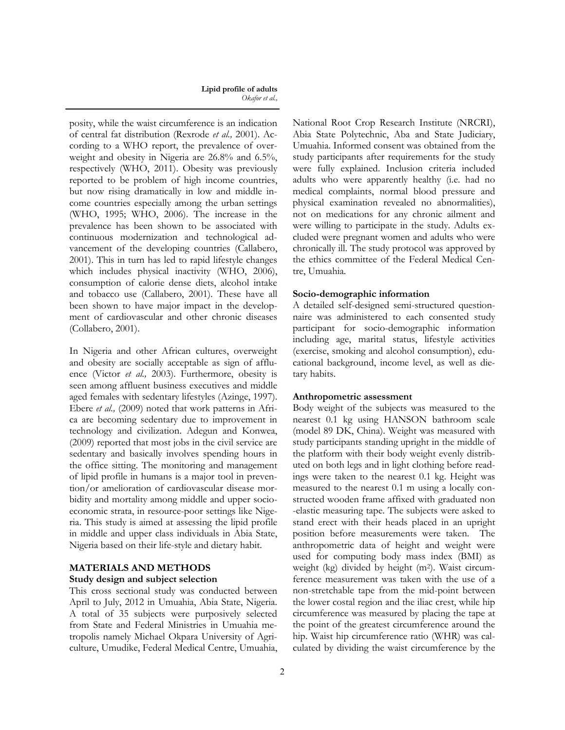posity, while the waist circumference is an indication of central fat distribution (Rexrode *et al.,* 2001). According to a WHO report, the prevalence of overweight and obesity in Nigeria are 26.8% and 6.5%, respectively (WHO, 2011). Obesity was previously reported to be problem of high income countries, but now rising dramatically in low and middle income countries especially among the urban settings (WHO, 1995; WHO, 2006). The increase in the prevalence has been shown to be associated with continuous modernization and technological advancement of the developing countries (Callabero, 2001). This in turn has led to rapid lifestyle changes which includes physical inactivity (WHO, 2006), consumption of calorie dense diets, alcohol intake and tobacco use (Callabero, 2001). These have all been shown to have major impact in the development of cardiovascular and other chronic diseases (Collabero, 2001).

In Nigeria and other African cultures, overweight and obesity are socially acceptable as sign of affluence (Victor *et al.,* 2003). Furthermore, obesity is seen among affluent business executives and middle aged females with sedentary lifestyles (Azinge, 1997). Ebere *et al.,* (2009) noted that work patterns in Africa are becoming sedentary due to improvement in technology and civilization. Adegun and Konwea, (2009) reported that most jobs in the civil service are sedentary and basically involves spending hours in the office sitting. The monitoring and management of lipid profile in humans is a major tool in prevention/or amelioration of cardiovascular disease morbidity and mortality among middle and upper socioeconomic strata, in resource-poor settings like Nigeria. This study is aimed at assessing the lipid profile in middle and upper class individuals in Abia State, Nigeria based on their life-style and dietary habit.

## MATERIALS AND METHODS

### Study design and subject selection

This cross sectional study was conducted between April to July, 2012 in Umuahia, Abia State, Nigeria. A total of 35 subjects were purposively selected from State and Federal Ministries in Umuahia metropolis namely Michael Okpara University of Agriculture, Umudike, Federal Medical Centre, Umuahia, National Root Crop Research Institute (NRCRI), Abia State Polytechnic, Aba and State Judiciary, Umuahia. Informed consent was obtained from the study participants after requirements for the study were fully explained. Inclusion criteria included adults who were apparently healthy (i.e. had no medical complaints, normal blood pressure and physical examination revealed no abnormalities), not on medications for any chronic ailment and were willing to participate in the study. Adults excluded were pregnant women and adults who were chronically ill. The study protocol was approved by the ethics committee of the Federal Medical Centre, Umuahia.

### Socio-demographic information

A detailed self-designed semi-structured questionnaire was administered to each consented study participant for socio-demographic information including age, marital status, lifestyle activities (exercise, smoking and alcohol consumption), educational background, income level, as well as dietary habits.

### Anthropometric assessment

Body weight of the subjects was measured to the nearest 0.1 kg using HANSON bathroom scale (model 89 DK, China). Weight was measured with study participants standing upright in the middle of the platform with their body weight evenly distributed on both legs and in light clothing before readings were taken to the nearest 0.1 kg. Height was measured to the nearest 0.1 m using a locally constructed wooden frame affixed with graduated non-elastic measuring tape. The subjects were asked to stand erect with their heads placed in an upright position before measurements were taken. The anthropometric data of height and weight were used for computing body mass index (BMI) as weight (kg) divided by height ($m^2$). Waist circumference measurement was taken with the use of a non-stretchable tape from the mid-point between the lower costal region and the iliac crest, while hip circumference was measured by placing the tape at the point of the greatest circumference around the hip. Waist hip circumference ratio (WHR) was calculated by dividing the waist circumference by the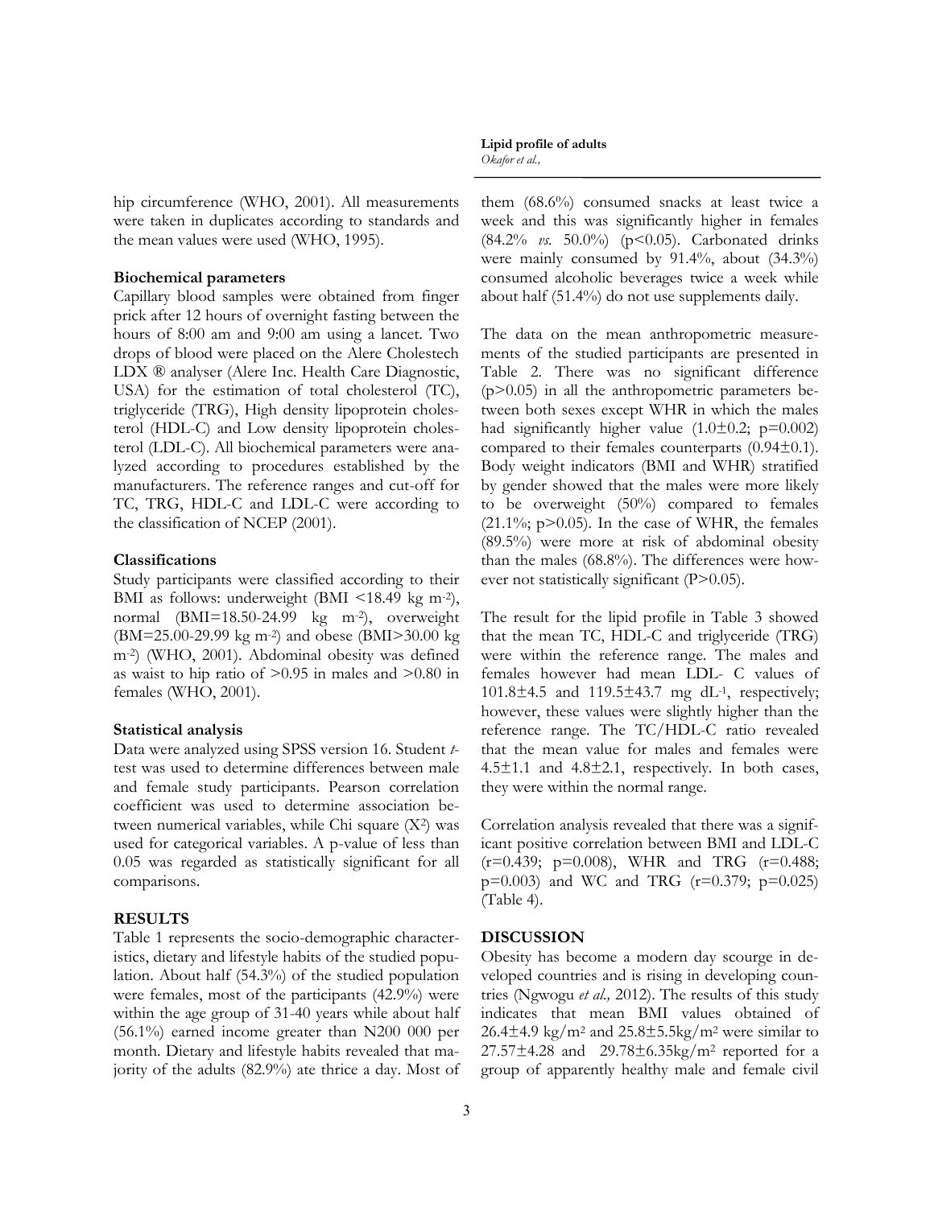hip circumference (WHO, 2001). All measurements were taken in duplicates according to standards and the mean values were used (WHO, 1995).

### Biochemical parameters

Capillary blood samples were obtained from finger prick after 12 hours of overnight fasting between the hours of 8:00 am and 9:00 am using a lancet. Two drops of blood were placed on the Alere Cholestech LDX ® analyser (Alere Inc. Health Care Diagnostic, USA) for the estimation of total cholesterol (TC), triglyceride (TRG), High density lipoprotein cholesterol (HDL-C) and Low density lipoprotein cholesterol (LDL-C). All biochemical parameters were analyzed according to procedures established by the manufacturers. The reference ranges and cut-off for TC, TRG, HDL-C and LDL-C were according to the classification of NCEP (2001).

### Classifications

Study participants were classified according to their BMI as follows: underweight (BMI <18.49 kg $m^{-2}$), normal (BMI=18.50-24.99 kg $m^{-2}$), overweight (BM=25.00-29.99 kg $m^{-2}$) and obese (BMI>30.00 kg $m^{-2}$) (WHO, 2001). Abdominal obesity was defined as waist to hip ratio of >0.95 in males and >0.80 in females (WHO, 2001).

### Statistical analysis

Data were analyzed using SPSS version 16. Student *t*-test was used to determine differences between male and female study participants. Pearson correlation coefficient was used to determine association between numerical variables, while Chi square ($X^2$) was used for categorical variables. A p-value of less than 0.05 was regarded as statistically significant for all comparisons.

## RESULTS

Table 1 represents the socio-demographic characteristics, dietary and lifestyle habits of the studied population. About half (54.3%) of the studied population were females, most of the participants (42.9%) were within the age group of 31-40 years while about half (56.1%) earned income greater than N200 000 per month. Dietary and lifestyle habits revealed that majority of the adults (82.9%) ate thrice a day. Most of them (68.6%) consumed snacks at least twice a week and this was significantly higher in females (84.2% *vs.* 50.0%) (p<0.05). Carbonated drinks were mainly consumed by 91.4%, about (34.3%) consumed alcoholic beverages twice a week while about half (51.4%) do not use supplements daily.

The data on the mean anthropometric measurements of the studied participants are presented in Table 2. There was no significant difference (p>0.05) in all the anthropometric parameters between both sexes except WHR in which the males had significantly higher value (1.0±0.2; p=0.002) compared to their females counterparts (0.94±0.1). Body weight indicators (BMI and WHR) stratified by gender showed that the males were more likely to be overweight (50%) compared to females (21.1%; p>0.05). In the case of WHR, the females (89.5%) were more at risk of abdominal obesity than the males (68.8%). The differences were however not statistically significant (P>0.05).

The result for the lipid profile in Table 3 showed that the mean TC, HDL-C and triglyceride (TRG) were within the reference range. The males and females however had mean LDL- C values of 101.8±4.5 and 119.5±43.7 mg $dL^{-1}$, respectively; however, these values were slightly higher than the reference range. The TC/HDL-C ratio revealed that the mean value for males and females were 4.5±1.1 and 4.8±2.1, respectively. In both cases, they were within the normal range.

Correlation analysis revealed that there was a significant positive correlation between BMI and LDL-C (r=0.439; p=0.008), WHR and TRG (r=0.488; p=0.003) and WC and TRG (r=0.379; p=0.025) (Table 4).

## DISCUSSION

Obesity has become a modern day scourge in developed countries and is rising in developing countries (Ngwogu *et al.,* 2012). The results of this study indicates that mean BMI values obtained of 26.4±4.9 kg/$m^2$ and 25.8±5.5kg/$m^2$ were similar to 27.57±4.28 and 29.78±6.35kg/$m^2$ reported for a group of apparently healthy male and female civil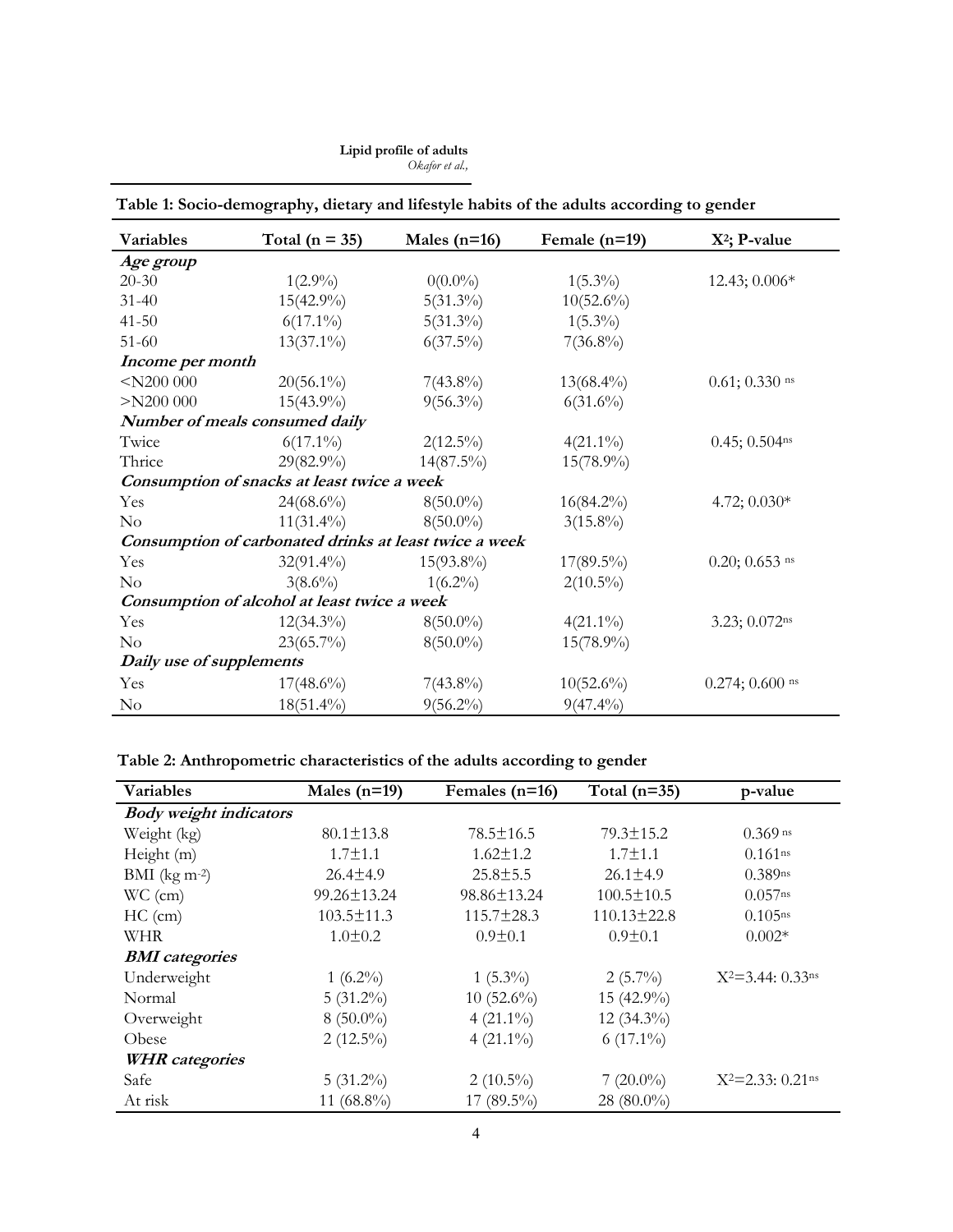**Table 1: Socio-demography, dietary and lifestyle habits of the adults according to gender**

| Variables | Total (n = 35) | Males (n=16) | Female (n=19) | $X^2$; P-value |
|---|---|---|---|---|
| ***Age group*** | | | | |
| 20-30 | 1(2.9%) | 0(0.0%) | 1(5.3%) | 12.43; 0.006* |
| 31-40 | 15(42.9%) | 5(31.3%) | 10(52.6%) | |
| 41-50 | 6(17.1%) | 5(31.3%) | 1(5.3%) | |
| 51-60 | 13(37.1%) | 6(37.5%) | 7(36.8%) | |
| ***Income per month*** | | | | |
| <N200 000 | 20(56.1%) | 7(43.8%) | 13(68.4%) | 0.61; 0.330 ns |
| >N200 000 | 15(43.9%) | 9(56.3%) | 6(31.6%) | |
| ***Number of meals consumed daily*** | | | | |
| Twice | 6(17.1%) | 2(12.5%) | 4(21.1%) | 0.45; 0.504ns |
| Thrice | 29(82.9%) | 14(87.5%) | 15(78.9%) | |
| ***Consumption of snacks at least twice a week*** | | | | |
| Yes | 24(68.6%) | 8(50.0%) | 16(84.2%) | 4.72; 0.030* |
| No | 11(31.4%) | 8(50.0%) | 3(15.8%) | |
| ***Consumption of carbonated drinks at least twice a week*** | | | | |
| Yes | 32(91.4%) | 15(93.8%) | 17(89.5%) | 0.20; 0.653 ns |
| No | 3(8.6%) | 1(6.2%) | 2(10.5%) | |
| ***Consumption of alcohol at least twice a week*** | | | | |
| Yes | 12(34.3%) | 8(50.0%) | 4(21.1%) | 3.23; 0.072ns |
| No | 23(65.7%) | 8(50.0%) | 15(78.9%) | |
| ***Daily use of supplements*** | | | | |
| Yes | 17(48.6%) | 7(43.8%) | 10(52.6%) | 0.274; 0.600 ns |
| No | 18(51.4%) | 9(56.2%) | 9(47.4%) | |

**Table 2: Anthropometric characteristics of the adults according to gender**

| Variables | Males (n=19) | Females (n=16) | Total (n=35) | p-value |
|---|---|---|---|---|
| ***Body weight indicators*** | | | | |
| Weight (kg) | 80.1±13.8 | 78.5±16.5 | 79.3±15.2 | 0.369 ns |
| Height (m) | 1.7±1.1 | 1.62±1.2 | 1.7±1.1 | 0.161ns |
| BMI (kg $m^{-2}$) | 26.4±4.9 | 25.8±5.5 | 26.1±4.9 | 0.389ns |
| WC (cm) | 99.26±13.24 | 98.86±13.24 | 100.5±10.5 | 0.057ns |
| HC (cm) | 103.5±11.3 | 115.7±28.3 | 110.13±22.8 | 0.105ns |
| WHR | 1.0±0.2 | 0.9±0.1 | 0.9±0.1 | 0.002* |
| ***BMI categories*** | | | | |
| Underweight | 1 (6.2%) | 1 (5.3%) | 2 (5.7%) | $X^2$=3.44: 0.33ns |
| Normal | 5 (31.2%) | 10 (52.6%) | 15 (42.9%) | |
| Overweight | 8 (50.0%) | 4 (21.1%) | 12 (34.3%) | |
| Obese | 2 (12.5%) | 4 (21.1%) | 6 (17.1%) | |
| ***WHR categories*** | | | | |
| Safe | 5 (31.2%) | 2 (10.5%) | 7 (20.0%) | $X^2$=2.33: 0.21ns |
| At risk | 11 (68.8%) | 17 (89.5%) | 28 (80.0%) | |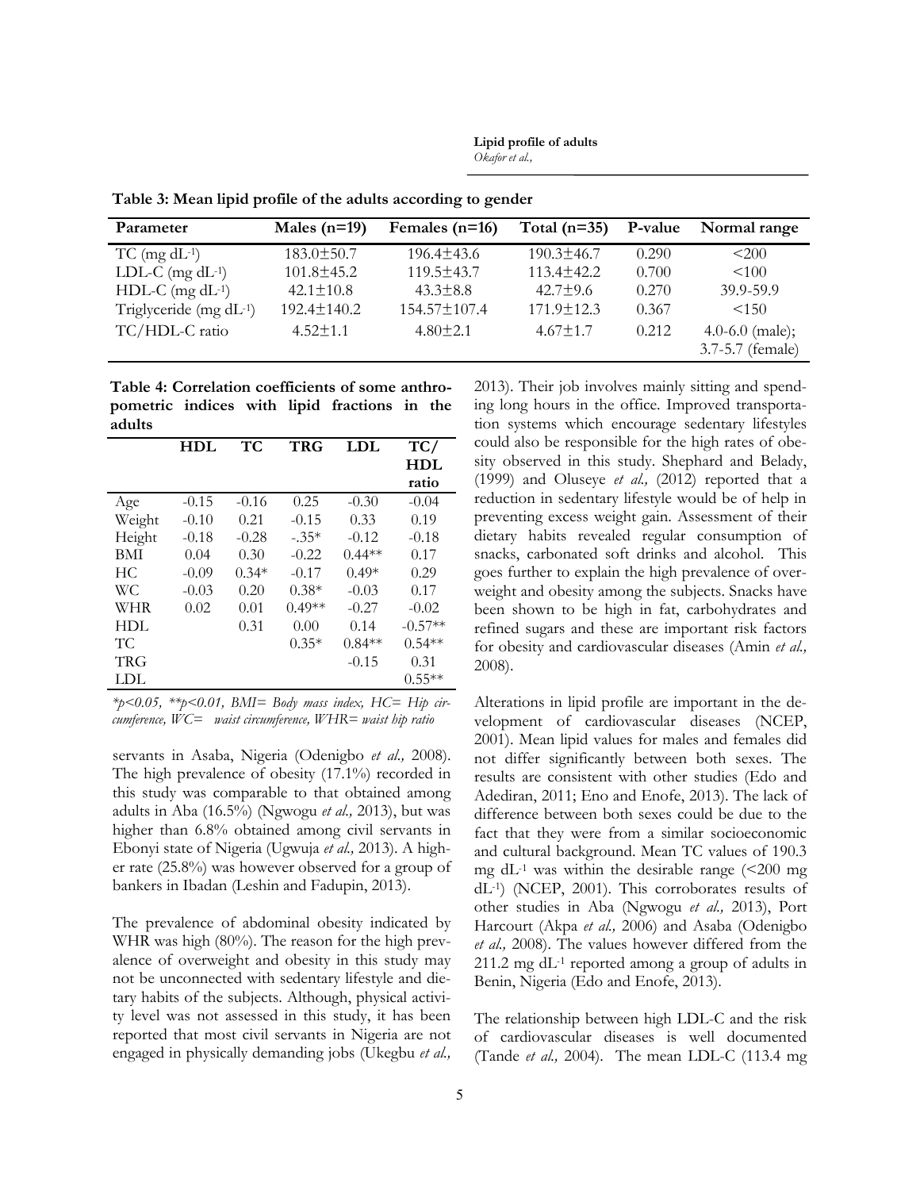**Table 3: Mean lipid profile of the adults according to gender**

| Parameter | Males (n=19) | Females (n=16) | Total (n=35) | P-value | Normal range |
|---|---|---|---|---|---|
| TC (mg dL$^{-1}$) | 183.0±50.7 | 196.4±43.6 | 190.3±46.7 | 0.290 | <200 |
| LDL-C (mg dL$^{-1}$) | 101.8±45.2 | 119.5±43.7 | 113.4±42.2 | 0.700 | <100 |
| HDL-C (mg dL$^{-1}$) | 42.1±10.8 | 43.3±8.8 | 42.7±9.6 | 0.270 | 39.9-59.9 |
| Triglyceride (mg dL$^{-1}$) | 192.4±140.2 | 154.57±107.4 | 171.9±12.3 | 0.367 | <150 |
| TC/HDL-C ratio | 4.52±1.1 | 4.80±2.1 | 4.67±1.7 | 0.212 | 4.0-6.0 (male); 3.7-5.7 (female) |

**Table 4: Correlation coefficients of some anthropometric indices with lipid fractions in the adults**

| | HDL | TC | TRG | LDL | TC/HDL ratio |
|---|---|---|---|---|---|
| Age | -0.15 | -0.16 | 0.25 | -0.30 | -0.04 |
| Weight | -0.10 | 0.21 | -0.15 | 0.33 | 0.19 |
| Height | -0.18 | -0.28 | -.35* | -0.12 | -0.18 |
| BMI | 0.04 | 0.30 | -0.22 | 0.44** | 0.17 |
| HC | -0.09 | 0.34* | -0.17 | 0.49* | 0.29 |
| WC | -0.03 | 0.20 | 0.38* | -0.03 | 0.17 |
| WHR | 0.02 | 0.01 | 0.49** | -0.27 | -0.02 |
| HDL | | 0.31 | 0.00 | 0.14 | -0.57** |
| TC | | | 0.35* | 0.84** | 0.54** |
| TRG | | | | -0.15 | 0.31 |
| LDL | | | | | 0.55** |

**p<0.05, **p<0.01, BMI= Body mass index, HC= Hip circumference, WC= waist circumference, WHR= waist hip ratio*

servants in Asaba, Nigeria (Odenigbo *et al.,* 2008). The high prevalence of obesity (17.1%) recorded in this study was comparable to that obtained among adults in Aba (16.5%) (Ngwogu *et al.,* 2013), but was higher than 6.8% obtained among civil servants in Ebonyi state of Nigeria (Ugwuja *et al.,* 2013). A higher rate (25.8%) was however observed for a group of bankers in Ibadan (Leshin and Fadupin, 2013).

The prevalence of abdominal obesity indicated by WHR was high (80%). The reason for the high prevalence of overweight and obesity in this study may not be unconnected with sedentary lifestyle and dietary habits of the subjects. Although, physical activity level was not assessed in this study, it has been reported that most civil servants in Nigeria are not engaged in physically demanding jobs (Ukegbu *et al.,* 2013). Their job involves mainly sitting and spending long hours in the office. Improved transportation systems which encourage sedentary lifestyles could also be responsible for the high rates of obesity observed in this study. Shephard and Belady, (1999) and Oluseye *et al.,* (2012) reported that a reduction in sedentary lifestyle would be of help in preventing excess weight gain. Assessment of their dietary habits revealed regular consumption of snacks, carbonated soft drinks and alcohol. This goes further to explain the high prevalence of overweight and obesity among the subjects. Snacks have been shown to be high in fat, carbohydrates and refined sugars and these are important risk factors for obesity and cardiovascular diseases (Amin *et al.,* 2008).

Alterations in lipid profile are important in the development of cardiovascular diseases (NCEP, 2001). Mean lipid values for males and females did not differ significantly between both sexes. The results are consistent with other studies (Edo and Adediran, 2011; Eno and Enofe, 2013). The lack of difference between both sexes could be due to the fact that they were from a similar socioeconomic and cultural background. Mean TC values of 190.3 mg dL$^{-1}$ was within the desirable range (<200 mg dL$^{-1}$) (NCEP, 2001). This corroborates results of other studies in Aba (Ngwogu *et al.,* 2013), Port Harcourt (Akpa *et al.,* 2006) and Asaba (Odenigbo *et al.,* 2008). The values however differed from the 211.2 mg dL$^{-1}$ reported among a group of adults in Benin, Nigeria (Edo and Enofe, 2013).

The relationship between high LDL-C and the risk of cardiovascular diseases is well documented (Tande *et al.,* 2004). The mean LDL-C (113.4 mg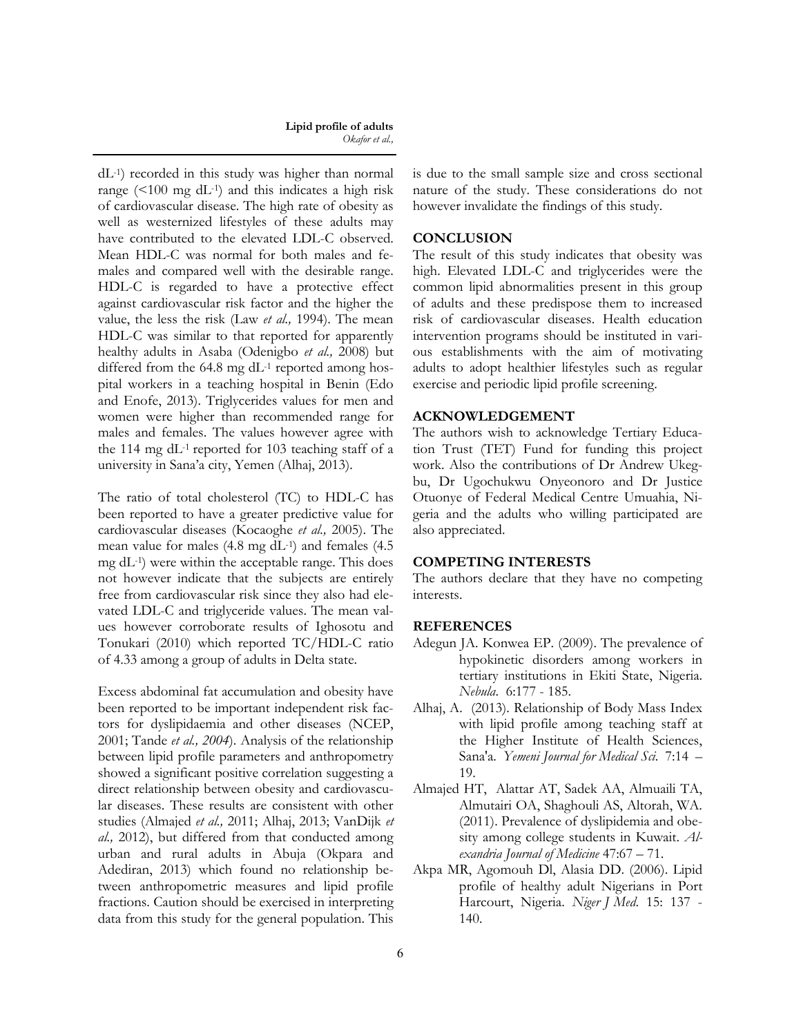$dL^{-1}$) recorded in this study was higher than normal range (<100 mg $dL^{-1}$) and this indicates a high risk of cardiovascular disease. The high rate of obesity as well as westernized lifestyles of these adults may have contributed to the elevated LDL-C observed. Mean HDL-C was normal for both males and females and compared well with the desirable range. HDL-C is regarded to have a protective effect against cardiovascular risk factor and the higher the value, the less the risk (Law *et al.,* 1994). The mean HDL-C was similar to that reported for apparently healthy adults in Asaba (Odenigbo *et al.,* 2008) but differed from the 64.8 mg $dL^{-1}$ reported among hospital workers in a teaching hospital in Benin (Edo and Enofe, 2013). Triglycerides values for men and women were higher than recommended range for males and females. The values however agree with the 114 mg $dL^{-1}$ reported for 103 teaching staff of a university in Sana'a city, Yemen (Alhaj, 2013).

The ratio of total cholesterol (TC) to HDL-C has been reported to have a greater predictive value for cardiovascular diseases (Kocaoghe *et al.,* 2005). The mean value for males (4.8 mg $dL^{-1}$) and females (4.5 mg $dL^{-1}$) were within the acceptable range. This does not however indicate that the subjects are entirely free from cardiovascular risk since they also had elevated LDL-C and triglyceride values. The mean values however corroborate results of Ighosotu and Tonukari (2010) which reported TC/HDL-C ratio of 4.33 among a group of adults in Delta state.

Excess abdominal fat accumulation and obesity have been reported to be important independent risk factors for dyslipidaemia and other diseases (NCEP, 2001; Tande *et al., 2004*). Analysis of the relationship between lipid profile parameters and anthropometry showed a significant positive correlation suggesting a direct relationship between obesity and cardiovascular diseases. These results are consistent with other studies (Almajed *et al.,* 2011; Alhaj, 2013; VanDijk *et al.,* 2012), but differed from that conducted among urban and rural adults in Abuja (Okpara and Adediran, 2013) which found no relationship between anthropometric measures and lipid profile fractions. Caution should be exercised in interpreting data from this study for the general population. This is due to the small sample size and cross sectional nature of the study. These considerations do not however invalidate the findings of this study.

## CONCLUSION

The result of this study indicates that obesity was high. Elevated LDL-C and triglycerides were the common lipid abnormalities present in this group of adults and these predispose them to increased risk of cardiovascular diseases. Health education intervention programs should be instituted in various establishments with the aim of motivating adults to adopt healthier lifestyles such as regular exercise and periodic lipid profile screening.

## ACKNOWLEDGEMENT

The authors wish to acknowledge Tertiary Education Trust (TET) Fund for funding this project work. Also the contributions of Dr Andrew Ukegbu, Dr Ugochukwu Onyeonoro and Dr Justice Otuonye of Federal Medical Centre Umuahia, Nigeria and the adults who willing participated are also appreciated.

## COMPETING INTERESTS

The authors declare that they have no competing interests.

## REFERENCES

Adegun JA. Konwea EP. (2009). The prevalence of hypokinetic disorders among workers in tertiary institutions in Ekiti State, Nigeria. *Nebula.* 6:177 - 185.

Alhaj, A. (2013). Relationship of Body Mass Index with lipid profile among teaching staff at the Higher Institute of Health Sciences, Sana'a. *Yemeni Journal for Medical Sci.* 7:14 – 19.

Almajed HT, Alattar AT, Sadek AA, Almuaili TA, Almutairi OA, Shaghouli AS, Altorah, WA. (2011). Prevalence of dyslipidemia and obesity among college students in Kuwait. *Alexandria Journal of Medicine* 47:67 – 71.

Akpa MR, Agomouh DI, Alasia DD. (2006). Lipid profile of healthy adult Nigerians in Port Harcourt, Nigeria. *Niger J Med.* 15: 137 - 140.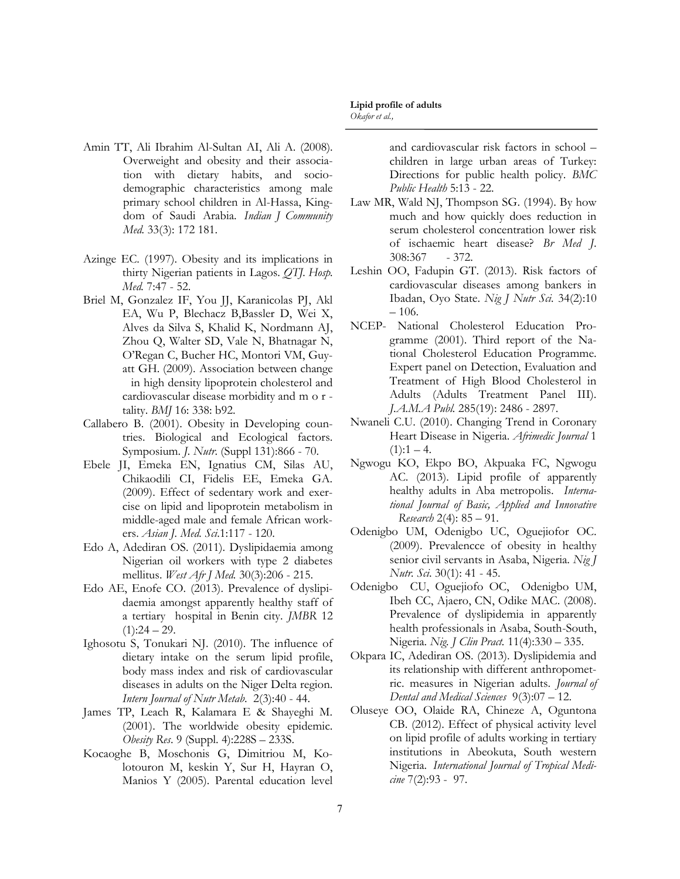Amin TT, Ali Ibrahim Al-Sultan AI, Ali A. (2008). Overweight and obesity and their association with dietary habits, and socio-demographic characteristics among male primary school children in Al-Hassa, Kingdom of Saudi Arabia. *Indian J Community Med.* 33(3): 172 181.

Azinge EC. (1997). Obesity and its implications in thirty Nigerian patients in Lagos. *QTJ. Hosp. Med.* 7:47 - 52.

Briel M, Gonzalez IF, You JJ, Karanicolas PJ, Akl EA, Wu P, Blechacz B,Bassler D, Wei X, Alves da Silva S, Khalid K, Nordmann AJ, Zhou Q, Walter SD, Vale N, Bhatnagar N, O'Regan C, Bucher HC, Montori VM, Guyatt GH. (2009). Association between change in high density lipoprotein cholesterol and cardiovascular disease morbidity and m o r - tality. *BMJ* 16: 338: b92.

Callabero B. (2001). Obesity in Developing countries. Biological and Ecological factors. Symposium. *J. Nutr.* (Suppl 131):866 - 70.

Ebele JI, Emeka EN, Ignatius CM, Silas AU, Chikaodili CI, Fidelis EE, Emeka GA. (2009). Effect of sedentary work and exercise on lipid and lipoprotein metabolism in middle-aged male and female African workers. *Asian J. Med. Sci.*1:117 - 120.

Edo A, Adediran OS. (2011). Dyslipidaemia among Nigerian oil workers with type 2 diabetes mellitus. *West Afr J Med.* 30(3):206 - 215.

Edo AE, Enofe CO. (2013). Prevalence of dyslipidaemia amongst apparently healthy staff of a tertiary hospital in Benin city. *JMBR* 12 (1):24 – 29.

Ighosotu S, Tonukari NJ. (2010). The influence of dietary intake on the serum lipid profile, body mass index and risk of cardiovascular diseases in adults on the Niger Delta region. *Intern Journal of Nutr Metab*. 2(3):40 - 44.

James TP, Leach R, Kalamara E & Shayeghi M. (2001). The worldwide obesity epidemic. *Obesity Res*. 9 (Suppl. 4):228S – 233S.

Kocaoghe B, Moschonis G, Dimitriou M, Kolotouron M, keskin Y, Sur H, Hayran O, Manios Y (2005). Parental education level and cardiovascular risk factors in school – children in large urban areas of Turkey: Directions for public health policy. *BMC Public Health* 5:13 - 22.

Law MR, Wald NJ, Thompson SG. (1994). By how much and how quickly does reduction in serum cholesterol concentration lower risk of ischaemic heart disease? *Br Med J.* 308:367 - 372.

Leshin OO, Fadupin GT. (2013). Risk factors of cardiovascular diseases among bankers in Ibadan, Oyo State. *Nig J Nutr Sci.* 34(2):10 – 106.

NCEP- National Cholesterol Education Programme (2001). Third report of the National Cholesterol Education Programme. Expert panel on Detection, Evaluation and Treatment of High Blood Cholesterol in Adults (Adults Treatment Panel III). *J.A.M.A Publ.* 285(19): 2486 - 2897.

Nwaneli C.U. (2010). Changing Trend in Coronary Heart Disease in Nigeria. *Afrimedic Journal* 1 (1):1 – 4.

Ngwogu KO, Ekpo BO, Akpuaka FC, Ngwogu AC. (2013). Lipid profile of apparently healthy adults in Aba metropolis. *International Journal of Basic, Applied and Innovative Research* 2(4): 85 – 91.

Odenigbo UM, Odenigbo UC, Oguejiofor OC. (2009). Prevalencce of obesity in healthy senior civil servants in Asaba, Nigeria. *Nig J Nutr. Sci.* 30(1): 41 - 45.

Odenigbo CU, Oguejiofo OC, Odenigbo UM, Ibeh CC, Ajaero, CN, Odike MAC. (2008). Prevalence of dyslipidemia in apparently health professionals in Asaba, South-South, Nigeria. *Nig. J Clin Pract.* 11(4):330 – 335.

Okpara IC, Adediran OS. (2013). Dyslipidemia and its relationship with different anthropometric. measures in Nigerian adults. *Journal of Dental and Medical Sciences* 9(3):07 – 12.

Oluseye OO, Olaide RA, Chineze A, Oguntona CB. (2012). Effect of physical activity level on lipid profile of adults working in tertiary institutions in Abeokuta, South western Nigeria. *International Journal of Tropical Medicine* 7(2):93 - 97.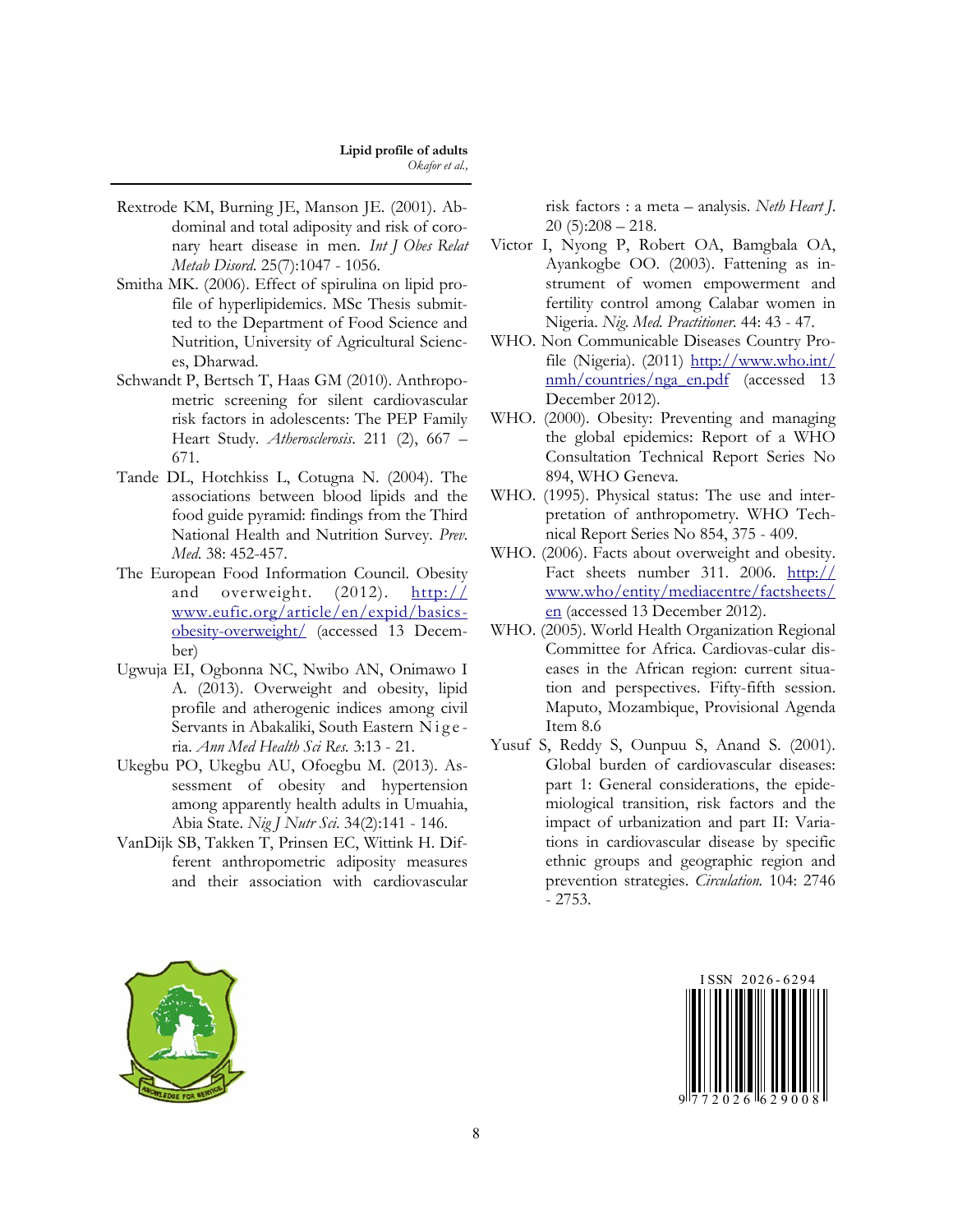Rextrode KM, Burning JE, Manson JE. (2001). Abdominal and total adiposity and risk of coronary heart disease in men. *Int J Obes Relat Metab Disord.* 25(7):1047 - 1056.

Smitha MK. (2006). Effect of spirulina on lipid profile of hyperlipidemics. MSc Thesis submitted to the Department of Food Science and Nutrition, University of Agricultural Sciences, Dharwad.

Schwandt P, Bertsch T, Haas GM (2010). Anthropometric screening for silent cardiovascular risk factors in adolescents: The PEP Family Heart Study. *Atherosclerosis*. 211 (2), 667 – 671.

Tande DL, Hotchkiss L, Cotugna N. (2004). The associations between blood lipids and the food guide pyramid: findings from the Third National Health and Nutrition Survey. *Prev. Med.* 38: 452-457.

The European Food Information Council. Obesity and overweight. (2012). http://www.eufic.org/article/en/expid/basics-obesity-overweight/ (accessed 13 December)

Ugwuja EI, Ogbonna NC, Nwibo AN, Onimawo I A. (2013). Overweight and obesity, lipid profile and atherogenic indices among civil Servants in Abakaliki, South Eastern Nigeria. *Ann Med Health Sci Res.* 3:13 - 21.

Ukegbu PO, Ukegbu AU, Ofoegbu M. (2013). Assessment of obesity and hypertension among apparently health adults in Umuahia, Abia State. *Nig J Nutr Sci.* 34(2):141 - 146.

VanDijk SB, Takken T, Prinsen EC, Wittink H. Different anthropometric adiposity measures and their association with cardiovascular risk factors : a meta – analysis. *Neth Heart J.* 20 (5):208 – 218.

Victor I, Nyong P, Robert OA, Bamgbala OA, Ayankogbe OO. (2003). Fattening as instrument of women empowerment and fertility control among Calabar women in Nigeria. *Nig. Med. Practitioner.* 44: 43 - 47.

WHO. Non Communicable Diseases Country Profile (Nigeria). (2011) http://www.who.int/nmh/countries/nga_en.pdf (accessed 13 December 2012).

WHO. (2000). Obesity: Preventing and managing the global epidemics: Report of a WHO Consultation Technical Report Series No 894, WHO Geneva.

WHO. (1995). Physical status: The use and interpretation of anthropometry. WHO Technical Report Series No 854, 375 - 409.

WHO. (2006). Facts about overweight and obesity. Fact sheets number 311. 2006. http://www.who/entity/mediacentre/factsheets/en (accessed 13 December 2012).

WHO. (2005). World Health Organization Regional Committee for Africa. Cardiovas-cular diseases in the African region: current situation and perspectives. Fifty-fifth session. Maputo, Mozambique, Provisional Agenda Item 8.6

Yusuf S, Reddy S, Ounpuu S, Anand S. (2001). Global burden of cardiovascular diseases: part 1: General considerations, the epidemiological transition, risk factors and the impact of urbanization and part II: Variations in cardiovascular disease by specific ethnic groups and geographic region and prevention strategies. *Circulation.* 104: 2746 - 2753.

ISSN 2026-6294

9 772026 629008